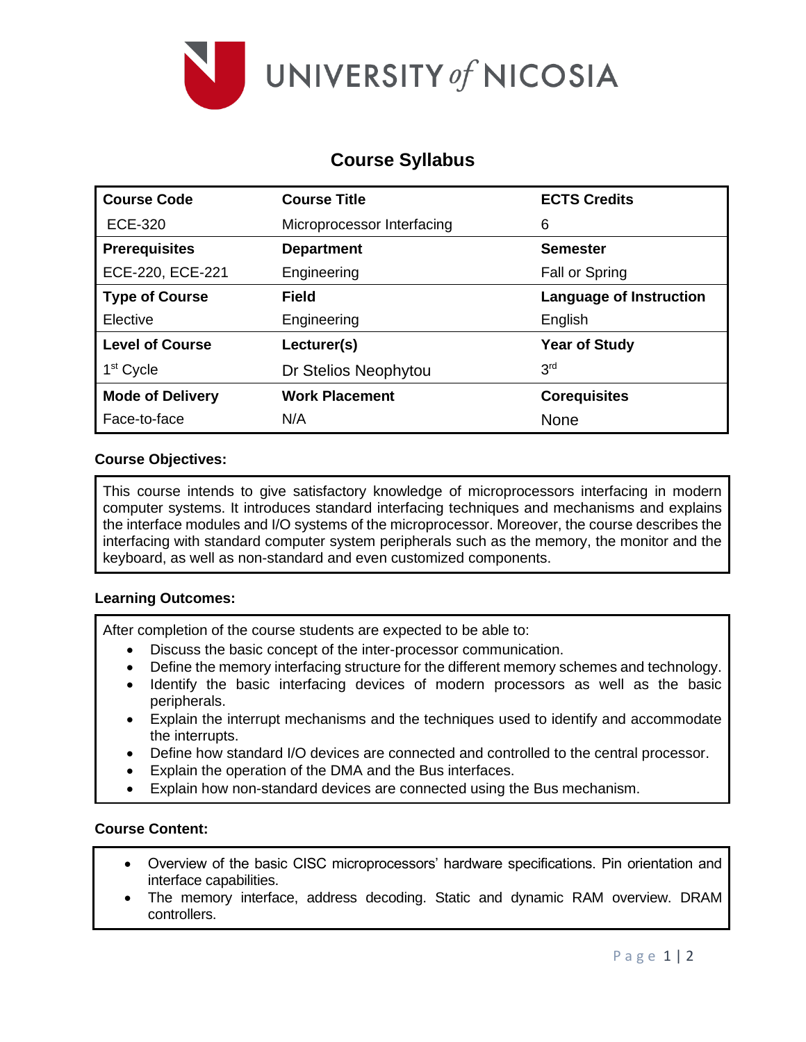UNIVERSITY *of* NICOSIA

# Course Syllabus

| Course Code | Course Title | ECTS Credits |
|---|---|---|
| ECE-320 | Microprocessor Interfacing | 6 |
| **Prerequisites** | **Department** | **Semester** |
| ECE-220, ECE-221 | Engineering | Fall or Spring |
| **Type of Course** | **Field** | **Language of Instruction** |
| Elective | Engineering | English |
| **Level of Course** | **Lecturer(s)** | **Year of Study** |
| 1st Cycle | Dr Stelios Neophytou | 3rd |
| **Mode of Delivery** | **Work Placement** | **Corequisites** |
| Face-to-face | N/A | None |

**Course Objectives:**

This course intends to give satisfactory knowledge of microprocessors interfacing in modern computer systems. It introduces standard interfacing techniques and mechanisms and explains the interface modules and I/O systems of the microprocessor. Moreover, the course describes the interfacing with standard computer system peripherals such as the memory, the monitor and the keyboard, as well as non-standard and even customized components.

**Learning Outcomes:**

After completion of the course students are expected to be able to:

- Discuss the basic concept of the inter-processor communication.
- Define the memory interfacing structure for the different memory schemes and technology.
- Identify the basic interfacing devices of modern processors as well as the basic peripherals.
- Explain the interrupt mechanisms and the techniques used to identify and accommodate the interrupts.
- Define how standard I/O devices are connected and controlled to the central processor.
- Explain the operation of the DMA and the Bus interfaces.
- Explain how non-standard devices are connected using the Bus mechanism.

**Course Content:**

- Overview of the basic CISC microprocessors' hardware specifications. Pin orientation and interface capabilities.
- The memory interface, address decoding. Static and dynamic RAM overview. DRAM controllers.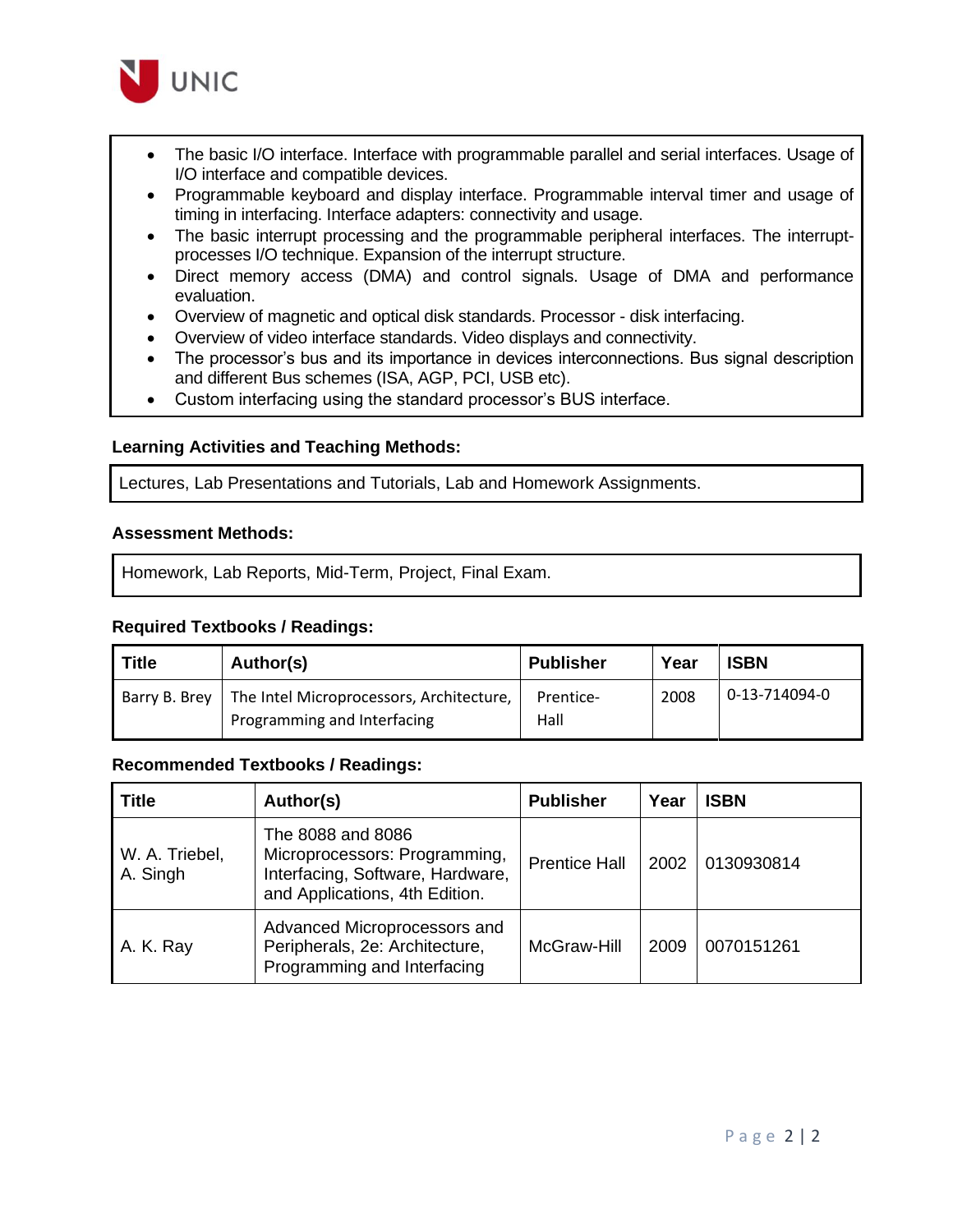- The basic I/O interface. Interface with programmable parallel and serial interfaces. Usage of I/O interface and compatible devices.
- Programmable keyboard and display interface. Programmable interval timer and usage of timing in interfacing. Interface adapters: connectivity and usage.
- The basic interrupt processing and the programmable peripheral interfaces. The interrupt-processes I/O technique. Expansion of the interrupt structure.
- Direct memory access (DMA) and control signals. Usage of DMA and performance evaluation.
- Overview of magnetic and optical disk standards. Processor - disk interfacing.
- Overview of video interface standards. Video displays and connectivity.
- The processor's bus and its importance in devices interconnections. Bus signal description and different Bus schemes (ISA, AGP, PCI, USB etc).
- Custom interfacing using the standard processor's BUS interface.

**Learning Activities and Teaching Methods:**

Lectures, Lab Presentations and Tutorials, Lab and Homework Assignments.

**Assessment Methods:**

Homework, Lab Reports, Mid-Term, Project, Final Exam.

**Required Textbooks / Readings:**

| Title | Author(s) | Publisher | Year | ISBN |
|---|---|---|---|---|
| Barry B. Brey | The Intel Microprocessors, Architecture, Programming and Interfacing | Prentice-Hall | 2008 | 0-13-714094-0 |

**Recommended Textbooks / Readings:**

| Title | Author(s) | Publisher | Year | ISBN |
|---|---|---|---|---|
| W. A. Triebel, A. Singh | The 8088 and 8086 Microprocessors: Programming, Interfacing, Software, Hardware, and Applications, 4th Edition. | Prentice Hall | 2002 | 0130930814 |
| A. K. Ray | Advanced Microprocessors and Peripherals, 2e: Architecture, Programming and Interfacing | McGraw-Hill | 2009 | 0070151261 |